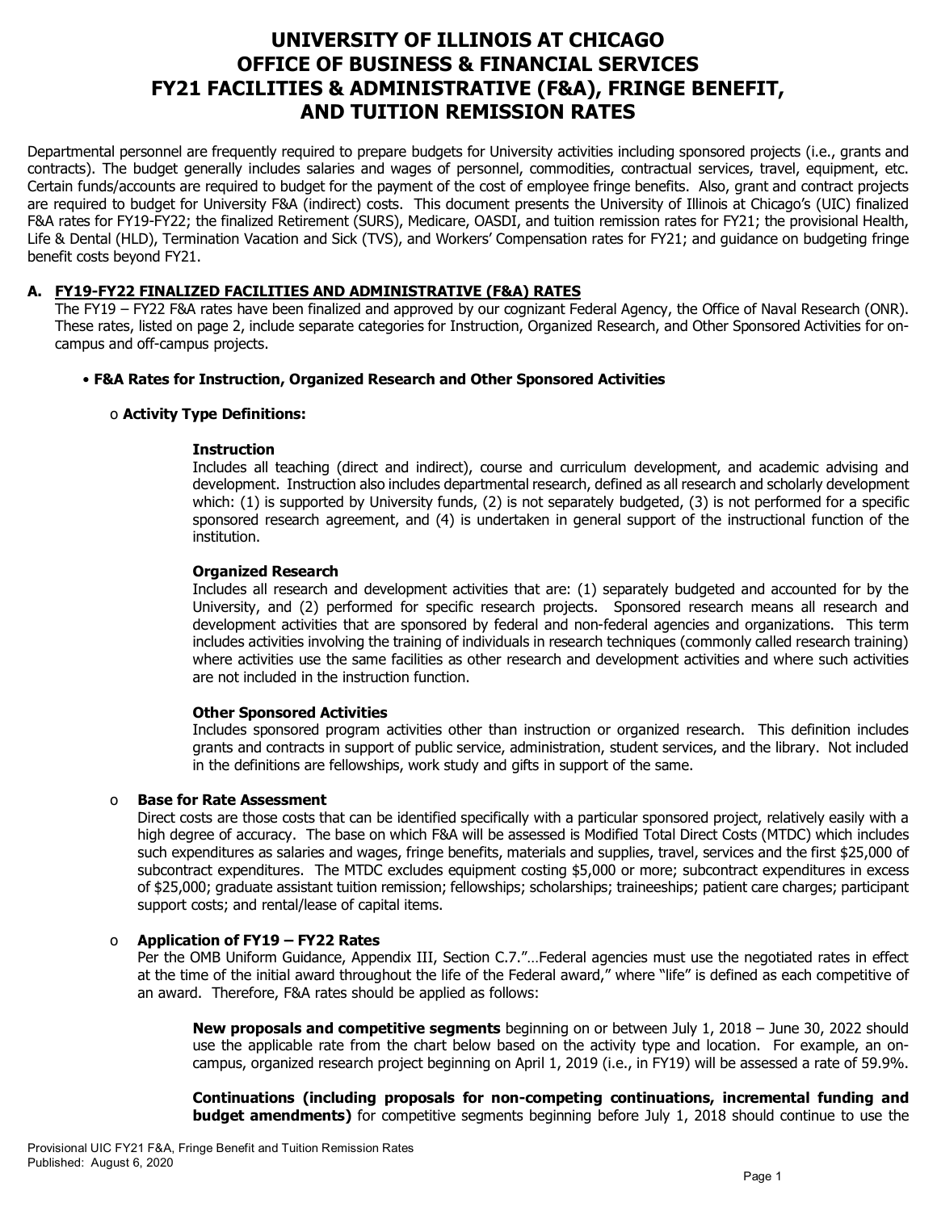# UNIVERSITY OF ILLINOIS AT CHICAGO
# OFFICE OF BUSINESS & FINANCIAL SERVICES
# FY21 FACILITIES & ADMINISTRATIVE (F&A), FRINGE BENEFIT, AND TUITION REMISSION RATES

Departmental personnel are frequently required to prepare budgets for University activities including sponsored projects (i.e., grants and contracts). The budget generally includes salaries and wages of personnel, commodities, contractual services, travel, equipment, etc. Certain funds/accounts are required to budget for the payment of the cost of employee fringe benefits. Also, grant and contract projects are required to budget for University F&A (indirect) costs. This document presents the University of Illinois at Chicago's (UIC) finalized F&A rates for FY19-FY22; the finalized Retirement (SURS), Medicare, OASDI, and tuition remission rates for FY21; the provisional Health, Life & Dental (HLD), Termination Vacation and Sick (TVS), and Workers' Compensation rates for FY21; and guidance on budgeting fringe benefit costs beyond FY21.

## A. FY19-FY22 FINALIZED FACILITIES AND ADMINISTRATIVE (F&A) RATES

The FY19 – FY22 F&A rates have been finalized and approved by our cognizant Federal Agency, the Office of Naval Research (ONR). These rates, listed on page 2, include separate categories for Instruction, Organized Research, and Other Sponsored Activities for on-campus and off-campus projects.

- **F&A Rates for Instruction, Organized Research and Other Sponsored Activities**

  - **Activity Type Definitions:**

    **Instruction**
    Includes all teaching (direct and indirect), course and curriculum development, and academic advising and development. Instruction also includes departmental research, defined as all research and scholarly development which: (1) is supported by University funds, (2) is not separately budgeted, (3) is not performed for a specific sponsored research agreement, and (4) is undertaken in general support of the instructional function of the institution.

    **Organized Research**
    Includes all research and development activities that are: (1) separately budgeted and accounted for by the University, and (2) performed for specific research projects. Sponsored research means all research and development activities that are sponsored by federal and non-federal agencies and organizations. This term includes activities involving the training of individuals in research techniques (commonly called research training) where activities use the same facilities as other research and development activities and where such activities are not included in the instruction function.

    **Other Sponsored Activities**
    Includes sponsored program activities other than instruction or organized research. This definition includes grants and contracts in support of public service, administration, student services, and the library. Not included in the definitions are fellowships, work study and gifts in support of the same.

  - **Base for Rate Assessment**
    Direct costs are those costs that can be identified specifically with a particular sponsored project, relatively easily with a high degree of accuracy. The base on which F&A will be assessed is Modified Total Direct Costs (MTDC) which includes such expenditures as salaries and wages, fringe benefits, materials and supplies, travel, services and the first $25,000 of subcontract expenditures. The MTDC excludes equipment costing $5,000 or more; subcontract expenditures in excess of $25,000; graduate assistant tuition remission; fellowships; scholarships; traineeships; patient care charges; participant support costs; and rental/lease of capital items.

  - **Application of FY19 – FY22 Rates**
    Per the OMB Uniform Guidance, Appendix III, Section C.7."…Federal agencies must use the negotiated rates in effect at the time of the initial award throughout the life of the Federal award," where "life" is defined as each competitive of an award. Therefore, F&A rates should be applied as follows:

    **New proposals and competitive segments** beginning on or between July 1, 2018 – June 30, 2022 should use the applicable rate from the chart below based on the activity type and location. For example, an on-campus, organized research project beginning on April 1, 2019 (i.e., in FY19) will be assessed a rate of 59.9%.

    **Continuations (including proposals for non-competing continuations, incremental funding and budget amendments)** for competitive segments beginning before July 1, 2018 should continue to use the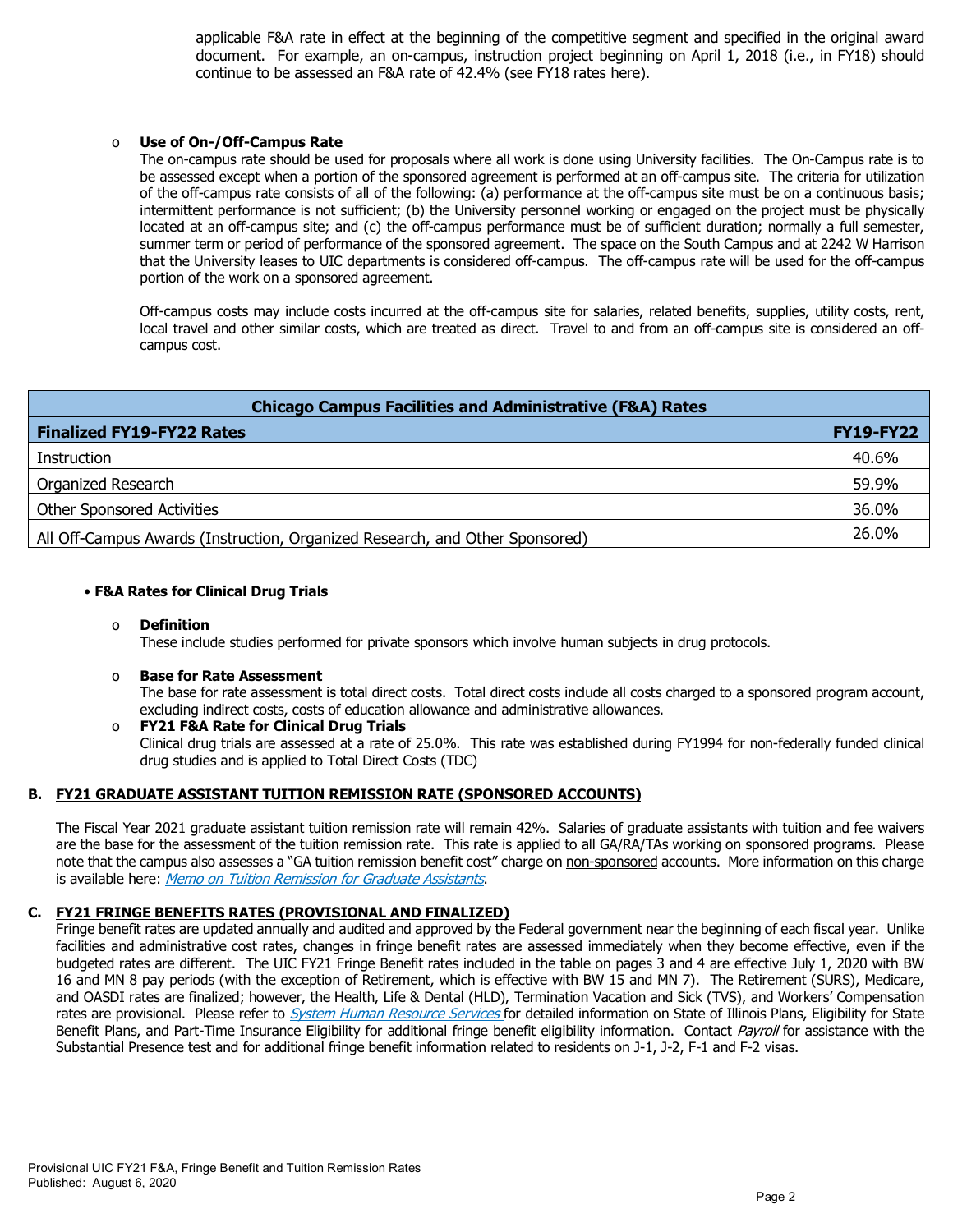applicable F&A rate in effect at the beginning of the competitive segment and specified in the original award document. For example, an on-campus, instruction project beginning on April 1, 2018 (i.e., in FY18) should continue to be assessed an F&A rate of 42.4% (see FY18 rates here).

- **Use of On-/Off-Campus Rate**

  The on-campus rate should be used for proposals where all work is done using University facilities. The On-Campus rate is to be assessed except when a portion of the sponsored agreement is performed at an off-campus site. The criteria for utilization of the off-campus rate consists of all of the following: (a) performance at the off-campus site must be on a continuous basis; intermittent performance is not sufficient; (b) the University personnel working or engaged on the project must be physically located at an off-campus site; and (c) the off-campus performance must be of sufficient duration; normally a full semester, summer term or period of performance of the sponsored agreement. The space on the South Campus and at 2242 W Harrison that the University leases to UIC departments is considered off-campus. The off-campus rate will be used for the off-campus portion of the work on a sponsored agreement.

  Off-campus costs may include costs incurred at the off-campus site for salaries, related benefits, supplies, utility costs, rent, local travel and other similar costs, which are treated as direct. Travel to and from an off-campus site is considered an off-campus cost.

| Chicago Campus Facilities and Administrative (F&A) Rates | |
|---|---|
| **Finalized FY19-FY22 Rates** | **FY19-FY22** |
| Instruction | 40.6% |
| Organized Research | 59.9% |
| Other Sponsored Activities | 36.0% |
| All Off-Campus Awards (Instruction, Organized Research, and Other Sponsored) | 26.0% |

- **F&A Rates for Clinical Drug Trials**

  - **Definition**

    These include studies performed for private sponsors which involve human subjects in drug protocols.

  - **Base for Rate Assessment**

    The base for rate assessment is total direct costs. Total direct costs include all costs charged to a sponsored program account, excluding indirect costs, costs of education allowance and administrative allowances.

  - **FY21 F&A Rate for Clinical Drug Trials**

    Clinical drug trials are assessed at a rate of 25.0%. This rate was established during FY1994 for non-federally funded clinical drug studies and is applied to Total Direct Costs (TDC)

## B. FY21 GRADUATE ASSISTANT TUITION REMISSION RATE (SPONSORED ACCOUNTS)

The Fiscal Year 2021 graduate assistant tuition remission rate will remain 42%. Salaries of graduate assistants with tuition and fee waivers are the base for the assessment of the tuition remission rate. This rate is applied to all GA/RA/TAs working on sponsored programs. Please note that the campus also assesses a "GA tuition remission benefit cost" charge on non-sponsored accounts. More information on this charge is available here: *Memo on Tuition Remission for Graduate Assistants*.

## C. FY21 FRINGE BENEFITS RATES (PROVISIONAL AND FINALIZED)

Fringe benefit rates are updated annually and audited and approved by the Federal government near the beginning of each fiscal year. Unlike facilities and administrative cost rates, changes in fringe benefit rates are assessed immediately when they become effective, even if the budgeted rates are different. The UIC FY21 Fringe Benefit rates included in the table on pages 3 and 4 are effective July 1, 2020 with BW 16 and MN 8 pay periods (with the exception of Retirement, which is effective with BW 15 and MN 7). The Retirement (SURS), Medicare, and OASDI rates are finalized; however, the Health, Life & Dental (HLD), Termination Vacation and Sick (TVS), and Workers' Compensation rates are provisional. Please refer to *System Human Resource Services* for detailed information on State of Illinois Plans, Eligibility for State Benefit Plans, and Part-Time Insurance Eligibility for additional fringe benefit eligibility information. Contact *Payroll* for assistance with the Substantial Presence test and for additional fringe benefit information related to residents on J-1, J-2, F-1 and F-2 visas.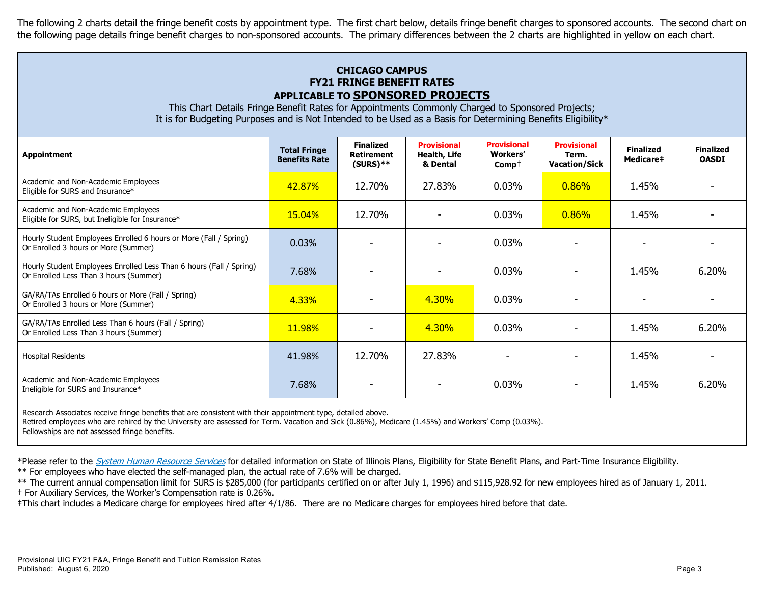The following 2 charts detail the fringe benefit costs by appointment type. The first chart below, details fringe benefit charges to sponsored accounts. The second chart on the following page details fringe benefit charges to non-sponsored accounts. The primary differences between the 2 charts are highlighted in yellow on each chart.

## CHICAGO CAMPUS
## FY21 FRINGE BENEFIT RATES
## APPLICABLE TO SPONSORED PROJECTS

This Chart Details Fringe Benefit Rates for Appointments Commonly Charged to Sponsored Projects;
It is for Budgeting Purposes and is Not Intended to be Used as a Basis for Determining Benefits Eligibility*

| Appointment | Total Fringe Benefits Rate | Finalized Retirement (SURS)** | Provisional Health, Life & Dental | Provisional Workers' Comp† | Provisional Term. Vacation/Sick | Finalized Medicare‡ | Finalized OASDI |
|---|---|---|---|---|---|---|---|
| Academic and Non-Academic Employees Eligible for SURS and Insurance* | 42.87% | 12.70% | 27.83% | 0.03% | 0.86% | 1.45% | - |
| Academic and Non-Academic Employees Eligible for SURS, but Ineligible for Insurance* | 15.04% | 12.70% | - | 0.03% | 0.86% | 1.45% | - |
| Hourly Student Employees Enrolled 6 hours or More (Fall / Spring) Or Enrolled 3 hours or More (Summer) | 0.03% | - | - | 0.03% | - | - | - |
| Hourly Student Employees Enrolled Less Than 6 hours (Fall / Spring) Or Enrolled Less Than 3 hours (Summer) | 7.68% | - | - | 0.03% | - | 1.45% | 6.20% |
| GA/RA/TAs Enrolled 6 hours or More (Fall / Spring) Or Enrolled 3 hours or More (Summer) | 4.33% | - | 4.30% | 0.03% | - | - | - |
| GA/RA/TAs Enrolled Less Than 6 hours (Fall / Spring) Or Enrolled Less Than 3 hours (Summer) | 11.98% | - | 4.30% | 0.03% | - | 1.45% | 6.20% |
| Hospital Residents | 41.98% | 12.70% | 27.83% | - | - | 1.45% | - |
| Academic and Non-Academic Employees Ineligible for SURS and Insurance* | 7.68% | - | - | 0.03% | - | 1.45% | 6.20% |

Research Associates receive fringe benefits that are consistent with their appointment type, detailed above.
Retired employees who are rehired by the University are assessed for Term. Vacation and Sick (0.86%), Medicare (1.45%) and Workers' Comp (0.03%).
Fellowships are not assessed fringe benefits.

*Please refer to the *System Human Resource Services* for detailed information on State of Illinois Plans, Eligibility for State Benefit Plans, and Part-Time Insurance Eligibility.
** For employees who have elected the self-managed plan, the actual rate of 7.6% will be charged.
** The current annual compensation limit for SURS is $285,000 (for participants certified on or after July 1, 1996) and $115,928.92 for new employees hired as of January 1, 2011.
† For Auxiliary Services, the Worker's Compensation rate is 0.26%.
‡This chart includes a Medicare charge for employees hired after 4/1/86. There are no Medicare charges for employees hired before that date.

Provisional UIC FY21 F&A, Fringe Benefit and Tuition Remission Rates
Published: August 6, 2020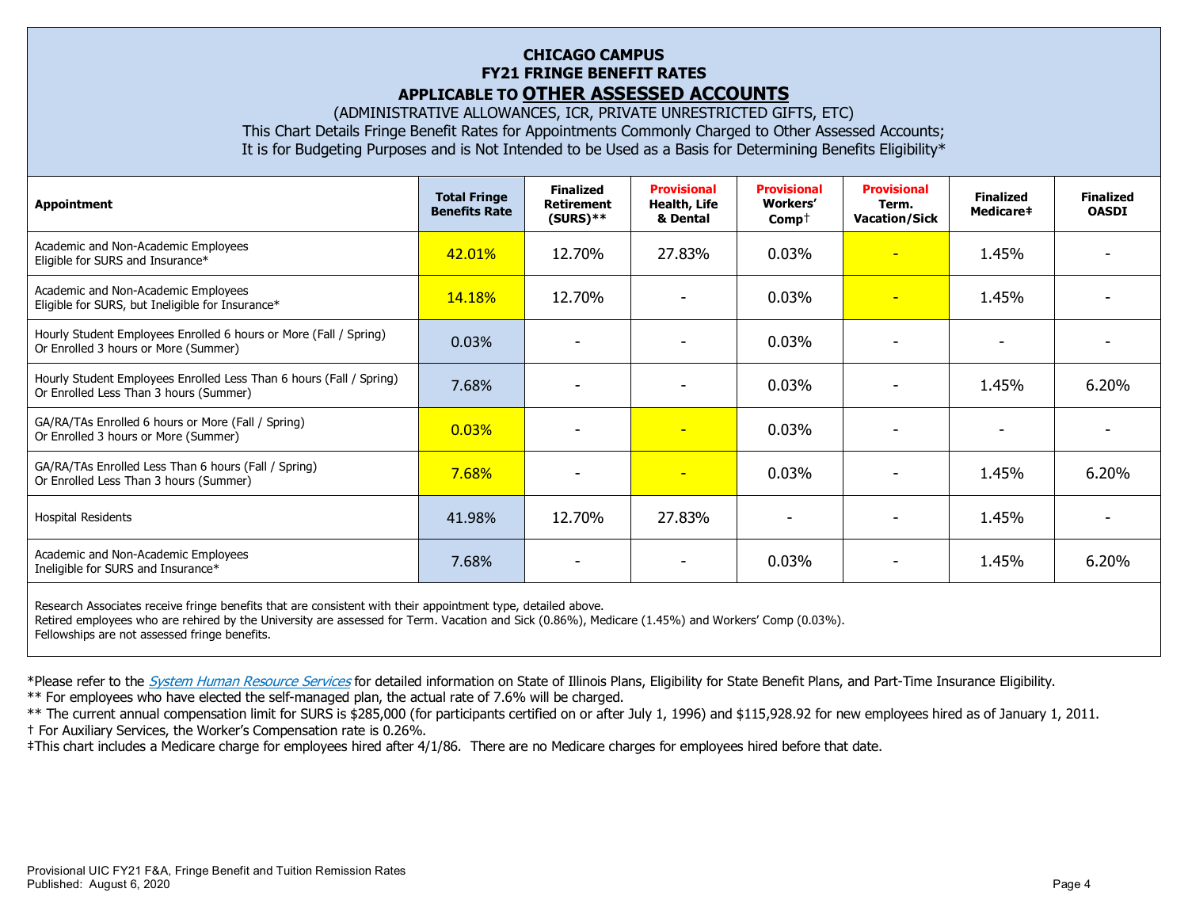# CHICAGO CAMPUS
## FY21 FRINGE BENEFIT RATES
## APPLICABLE TO **OTHER ASSESSED ACCOUNTS**

(ADMINISTRATIVE ALLOWANCES, ICR, PRIVATE UNRESTRICTED GIFTS, ETC)

This Chart Details Fringe Benefit Rates for Appointments Commonly Charged to Other Assessed Accounts;
It is for Budgeting Purposes and is Not Intended to be Used as a Basis for Determining Benefits Eligibility*

| Appointment | Total Fringe Benefits Rate | Finalized Retirement (SURS)** | Provisional Health, Life & Dental | Provisional Workers' Comp† | Provisional Term. Vacation/Sick | Finalized Medicare‡ | Finalized OASDI |
|---|---|---|---|---|---|---|---|
| Academic and Non-Academic Employees Eligible for SURS and Insurance* | 42.01% | 12.70% | 27.83% | 0.03% | - | 1.45% | - |
| Academic and Non-Academic Employees Eligible for SURS, but Ineligible for Insurance* | 14.18% | 12.70% | - | 0.03% | - | 1.45% | - |
| Hourly Student Employees Enrolled 6 hours or More (Fall / Spring) Or Enrolled 3 hours or More (Summer) | 0.03% | - | - | 0.03% | - | - | - |
| Hourly Student Employees Enrolled Less Than 6 hours (Fall / Spring) Or Enrolled Less Than 3 hours (Summer) | 7.68% | - | - | 0.03% | - | 1.45% | 6.20% |
| GA/RA/TAs Enrolled 6 hours or More (Fall / Spring) Or Enrolled 3 hours or More (Summer) | 0.03% | - | - | 0.03% | - | - | - |
| GA/RA/TAs Enrolled Less Than 6 hours (Fall / Spring) Or Enrolled Less Than 3 hours (Summer) | 7.68% | - | - | 0.03% | - | 1.45% | 6.20% |
| Hospital Residents | 41.98% | 12.70% | 27.83% | - | - | 1.45% | - |
| Academic and Non-Academic Employees Ineligible for SURS and Insurance* | 7.68% | - | - | 0.03% | - | 1.45% | 6.20% |

Research Associates receive fringe benefits that are consistent with their appointment type, detailed above.
Retired employees who are rehired by the University are assessed for Term. Vacation and Sick (0.86%), Medicare (1.45%) and Workers' Comp (0.03%).
Fellowships are not assessed fringe benefits.

*Please refer to the *System Human Resource Services* for detailed information on State of Illinois Plans, Eligibility for State Benefit Plans, and Part-Time Insurance Eligibility.

** For employees who have elected the self-managed plan, the actual rate of 7.6% will be charged.

** The current annual compensation limit for SURS is $285,000 (for participants certified on or after July 1, 1996) and $115,928.92 for new employees hired as of January 1, 2011.

† For Auxiliary Services, the Worker's Compensation rate is 0.26%.

‡This chart includes a Medicare charge for employees hired after 4/1/86. There are no Medicare charges for employees hired before that date.

Provisional UIC FY21 F&A, Fringe Benefit and Tuition Remission Rates
Published: August 6, 2020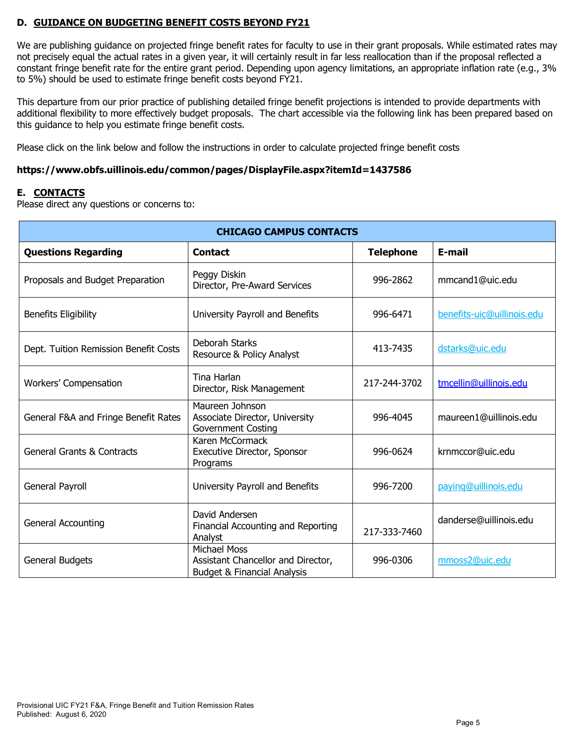## D. GUIDANCE ON BUDGETING BENEFIT COSTS BEYOND FY21

We are publishing guidance on projected fringe benefit rates for faculty to use in their grant proposals. While estimated rates may not precisely equal the actual rates in a given year, it will certainly result in far less reallocation than if the proposal reflected a constant fringe benefit rate for the entire grant period. Depending upon agency limitations, an appropriate inflation rate (e.g., 3% to 5%) should be used to estimate fringe benefit costs beyond FY21.

This departure from our prior practice of publishing detailed fringe benefit projections is intended to provide departments with additional flexibility to more effectively budget proposals. The chart accessible via the following link has been prepared based on this guidance to help you estimate fringe benefit costs.

Please click on the link below and follow the instructions in order to calculate projected fringe benefit costs

**https://www.obfs.uillinois.edu/common/pages/DisplayFile.aspx?itemId=1437586**

## E. CONTACTS

Please direct any questions or concerns to:

| CHICAGO CAMPUS CONTACTS | | | |
|---|---|---|---|
| **Questions Regarding** | **Contact** | **Telephone** | **E-mail** |
| Proposals and Budget Preparation | Peggy Diskin<br>Director, Pre-Award Services | 996-2862 | mmcand1@uic.edu |
| Benefits Eligibility | University Payroll and Benefits | 996-6471 | benefits-uic@uillinois.edu |
| Dept. Tuition Remission Benefit Costs | Deborah Starks<br>Resource & Policy Analyst | 413-7435 | dstarks@uic.edu |
| Workers' Compensation | Tina Harlan<br>Director, Risk Management | 217-244-3702 | tmcellin@uillinois.edu |
| General F&A and Fringe Benefit Rates | Maureen Johnson<br>Associate Director, University Government Costing | 996-4045 | maureen1@uillinois.edu |
| General Grants & Contracts | Karen McCormack<br>Executive Director, Sponsor Programs | 996-0624 | krnmccor@uic.edu |
| General Payroll | University Payroll and Benefits | 996-7200 | payinq@uillinois.edu |
| General Accounting | David Andersen<br>Financial Accounting and Reporting Analyst | 217-333-7460 | danderse@uillinois.edu |
| General Budgets | Michael Moss<br>Assistant Chancellor and Director, Budget & Financial Analysis | 996-0306 | mmoss2@uic.edu |

Provisional UIC FY21 F&A, Fringe Benefit and Tuition Remission Rates
Published: August 6, 2020